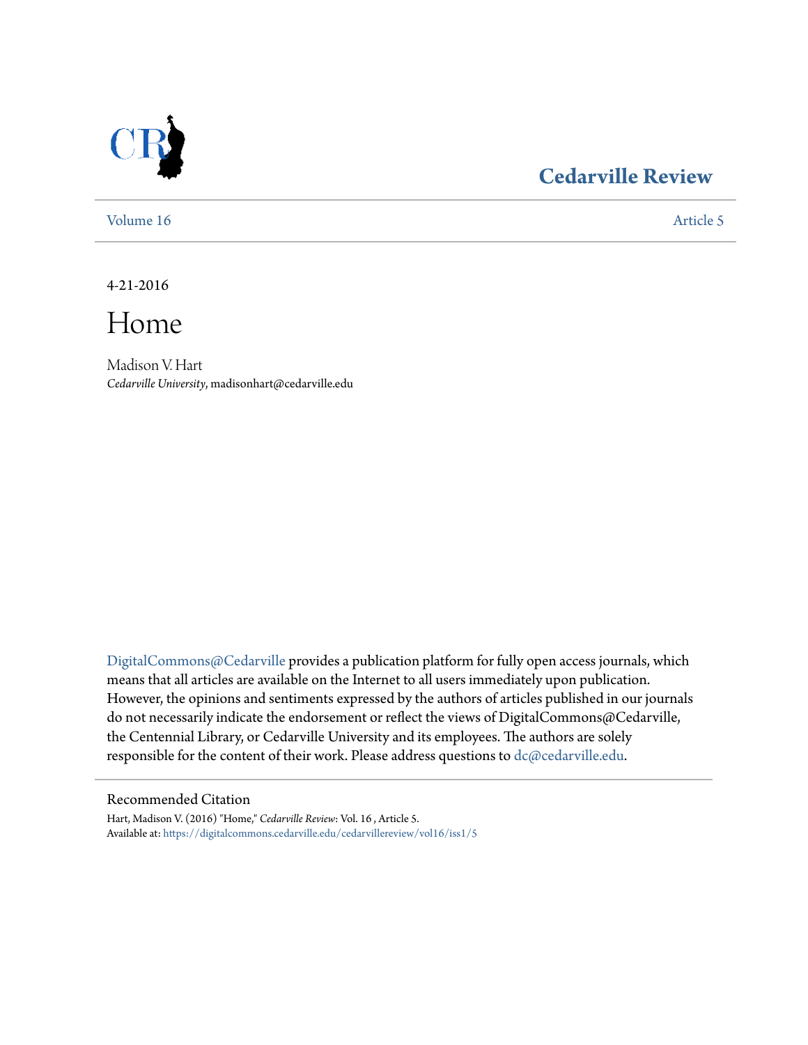# Cedarville Review

Volume 16 | Article 5

4-21-2016

# Home

Madison V. Hart
*Cedarville University*, madisonhart@cedarville.edu

DigitalCommons@Cedarville provides a publication platform for fully open access journals, which means that all articles are available on the Internet to all users immediately upon publication. However, the opinions and sentiments expressed by the authors of articles published in our journals do not necessarily indicate the endorsement or reflect the views of DigitalCommons@Cedarville, the Centennial Library, or Cedarville University and its employees. The authors are solely responsible for the content of their work. Please address questions to dc@cedarville.edu.

## Recommended Citation

Hart, Madison V. (2016) "Home," *Cedarville Review*: Vol. 16 , Article 5.
Available at: https://digitalcommons.cedarville.edu/cedarvillereview/vol16/iss1/5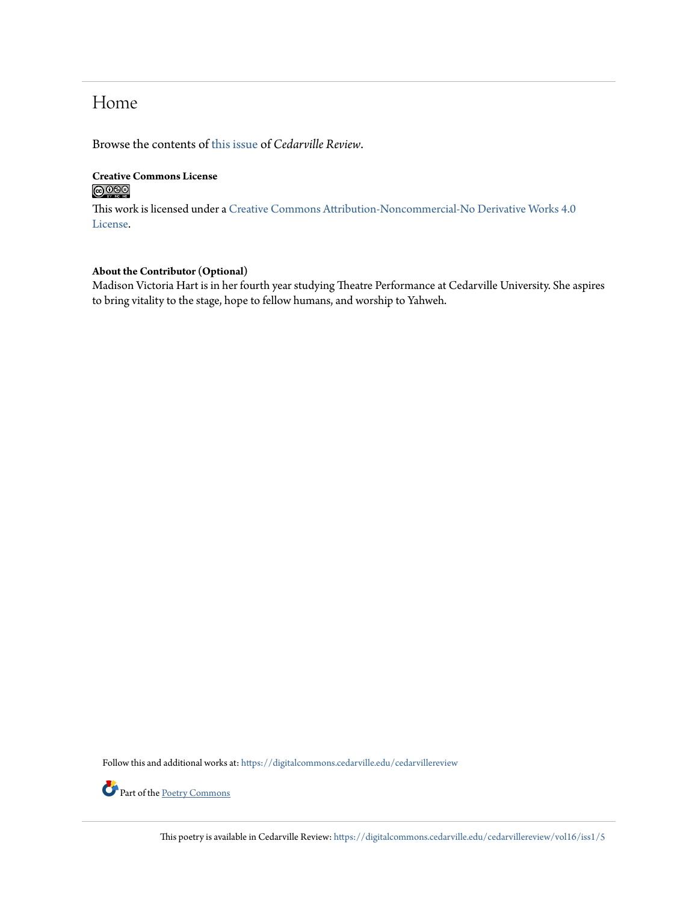# Home

Browse the contents of this issue of *Cedarville Review*.

**Creative Commons License**

This work is licensed under a Creative Commons Attribution-Noncommercial-No Derivative Works 4.0 License.

**About the Contributor (Optional)**
Madison Victoria Hart is in her fourth year studying Theatre Performance at Cedarville University. She aspires to bring vitality to the stage, hope to fellow humans, and worship to Yahweh.

Follow this and additional works at: https://digitalcommons.cedarville.edu/cedarvillereview

Part of the Poetry Commons

This poetry is available in Cedarville Review: https://digitalcommons.cedarville.edu/cedarvillereview/vol16/iss1/5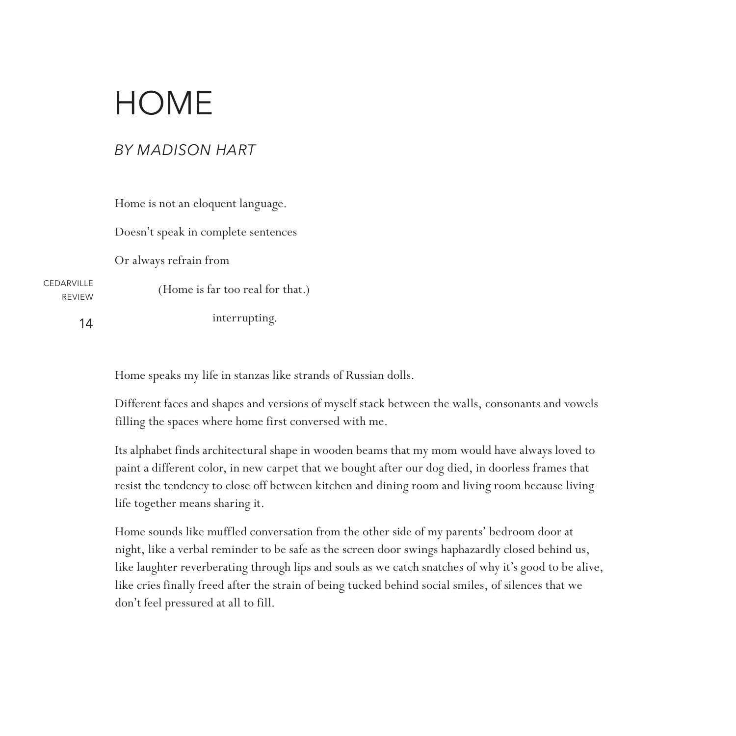# HOME

## *BY MADISON HART*

Home is not an eloquent language.

Doesn't speak in complete sentences

Or always refrain from

(Home is far too real for that.)

interrupting.

Home speaks my life in stanzas like strands of Russian dolls.

Different faces and shapes and versions of myself stack between the walls, consonants and vowels filling the spaces where home first conversed with me.

Its alphabet finds architectural shape in wooden beams that my mom would have always loved to paint a different color, in new carpet that we bought after our dog died, in doorless frames that resist the tendency to close off between kitchen and dining room and living room because living life together means sharing it.

Home sounds like muffled conversation from the other side of my parents' bedroom door at night, like a verbal reminder to be safe as the screen door swings haphazardly closed behind us, like laughter reverberating through lips and souls as we catch snatches of why it's good to be alive, like cries finally freed after the strain of being tucked behind social smiles, of silences that we don't feel pressured at all to fill.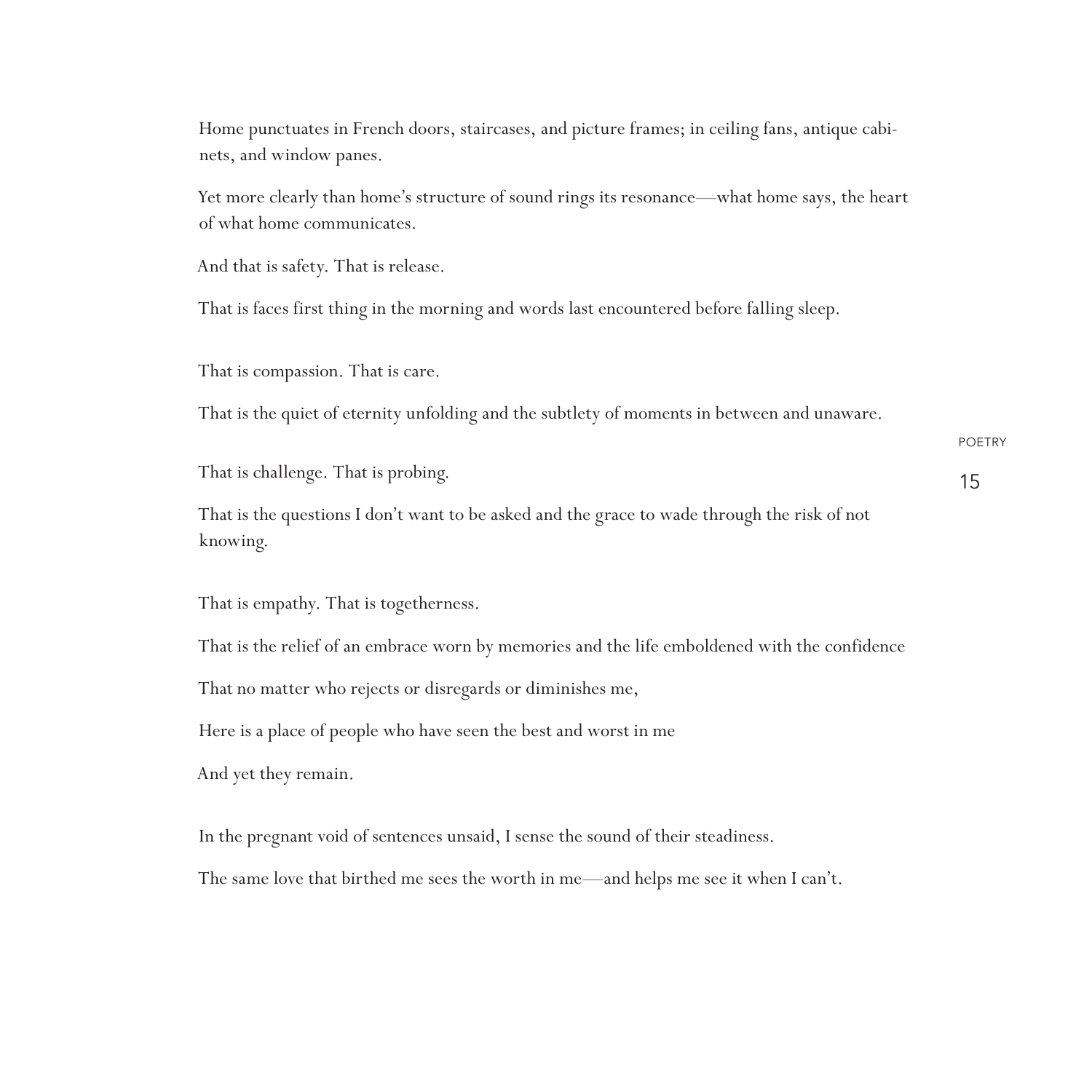Home punctuates in French doors, staircases, and picture frames; in ceiling fans, antique cabinets, and window panes.

Yet more clearly than home's structure of sound rings its resonance—what home says, the heart of what home communicates.

And that is safety. That is release.

That is faces first thing in the morning and words last encountered before falling sleep.

That is compassion. That is care.

That is the quiet of eternity unfolding and the subtlety of moments in between and unaware.

That is challenge. That is probing.

That is the questions I don't want to be asked and the grace to wade through the risk of not knowing.

That is empathy. That is togetherness.

That is the relief of an embrace worn by memories and the life emboldened with the confidence

That no matter who rejects or disregards or diminishes me,

Here is a place of people who have seen the best and worst in me

And yet they remain.

In the pregnant void of sentences unsaid, I sense the sound of their steadiness.

The same love that birthed me sees the worth in me—and helps me see it when I can't.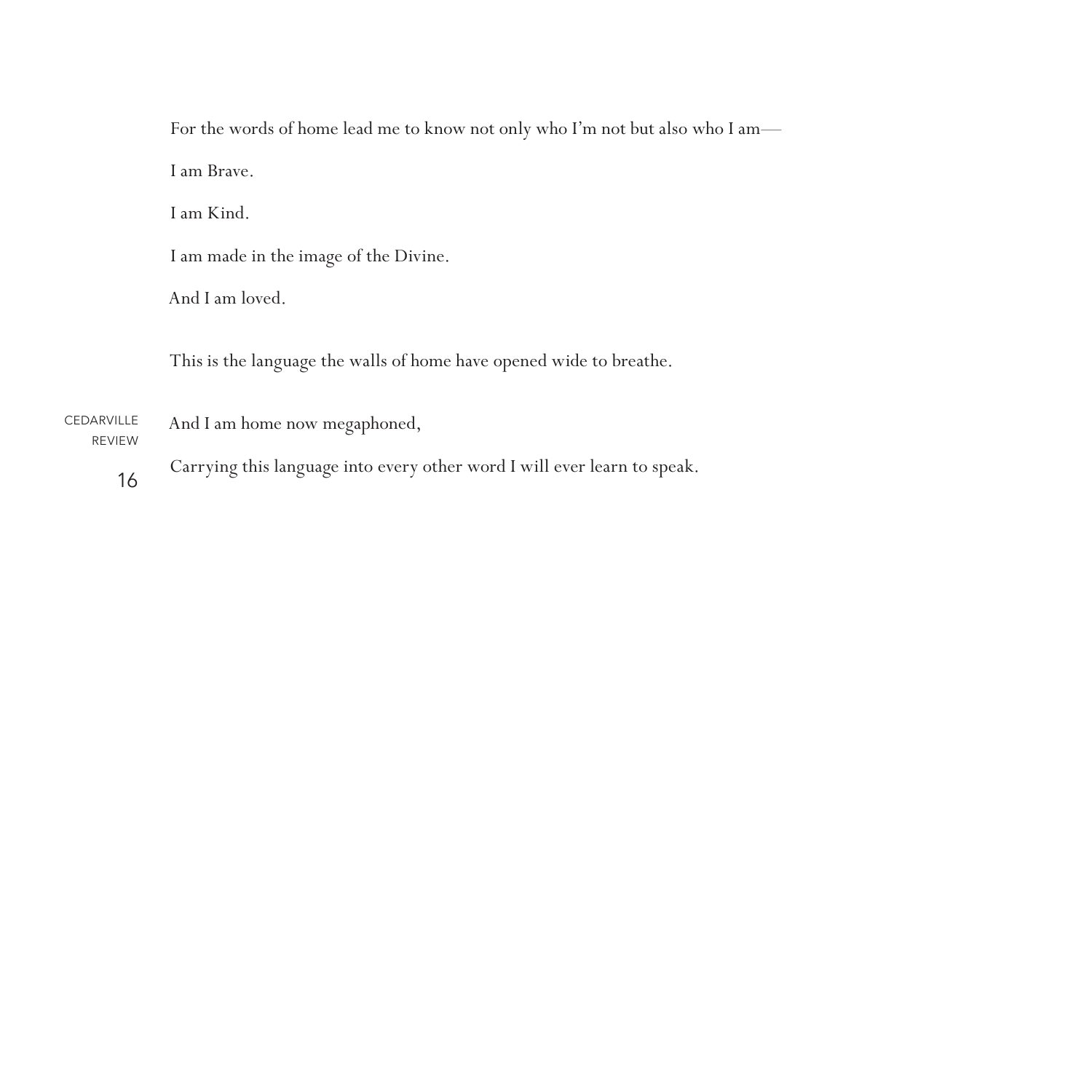For the words of home lead me to know not only who I'm not but also who I am—

I am Brave.

I am Kind.

I am made in the image of the Divine.

And I am loved.

This is the language the walls of home have opened wide to breathe.

And I am home now megaphoned,

Carrying this language into every other word I will ever learn to speak.